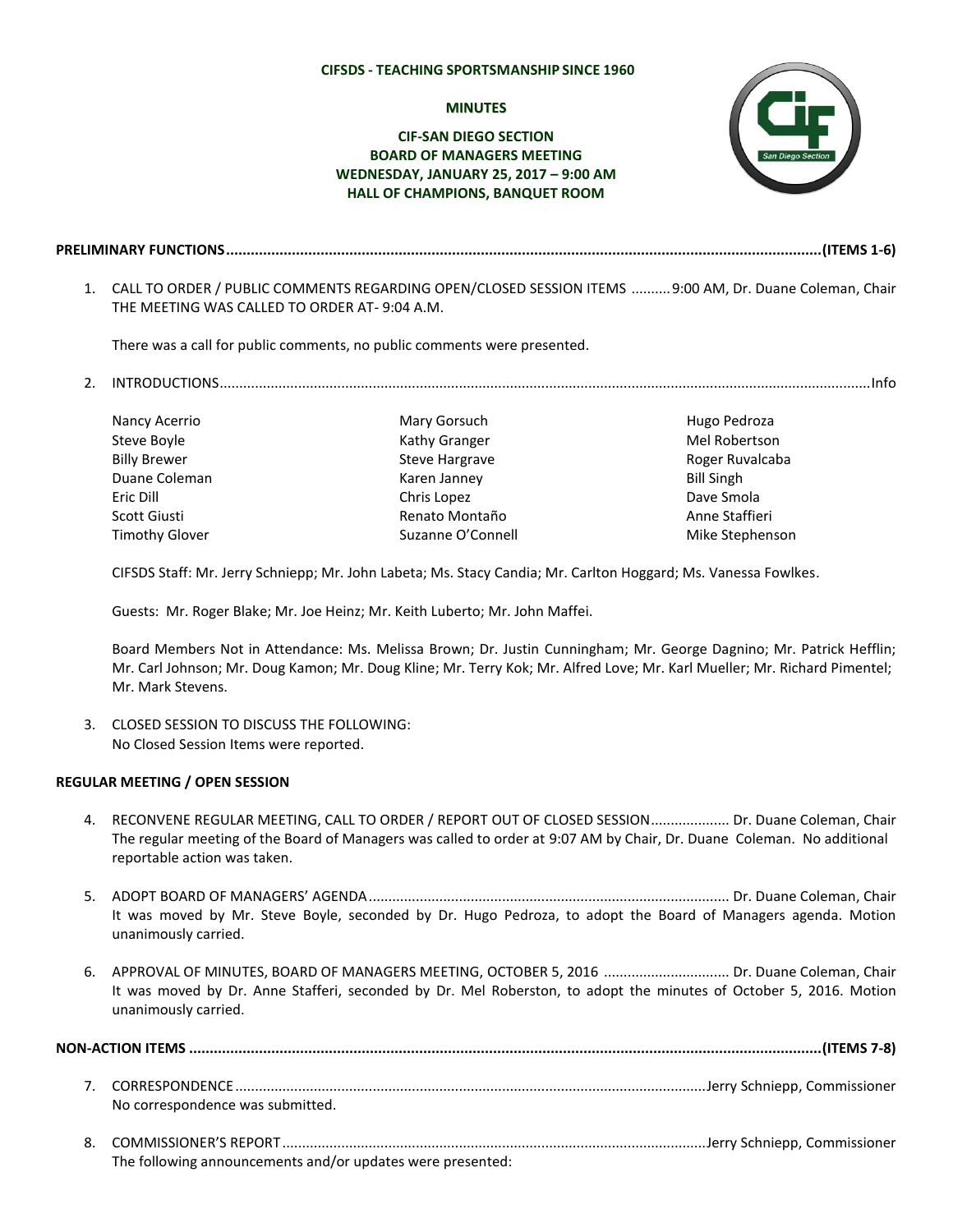**CIFSDS - TEACHING SPORTSMANSHIP SINCE 1960**

# MINUTES

## CIF-SAN DIEGO SECTION
## BOARD OF MANAGERS MEETING
## WEDNESDAY, JANUARY 25, 2017 – 9:00 AM
## HALL OF CHAMPIONS, BANQUET ROOM

**PRELIMINARY FUNCTIONS..........(ITEMS 1-6)**

1. CALL TO ORDER / PUBLIC COMMENTS REGARDING OPEN/CLOSED SESSION ITEMS ..........9:00 AM, Dr. Duane Coleman, Chair
   THE MEETING WAS CALLED TO ORDER AT- 9:04 A.M.

   There was a call for public comments, no public comments were presented.

2. INTRODUCTIONS..........Info

   | | | |
   |---|---|---|
   | Nancy Acerrio | Mary Gorsuch | Hugo Pedroza |
   | Steve Boyle | Kathy Granger | Mel Robertson |
   | Billy Brewer | Steve Hargrave | Roger Ruvalcaba |
   | Duane Coleman | Karen Janney | Bill Singh |
   | Eric Dill | Chris Lopez | Dave Smola |
   | Scott Giusti | Renato Montaño | Anne Staffieri |
   | Timothy Glover | Suzanne O'Connell | Mike Stephenson |

   CIFSDS Staff: Mr. Jerry Schniepp; Mr. John Labeta; Ms. Stacy Candia; Mr. Carlton Hoggard; Ms. Vanessa Fowlkes.

   Guests: Mr. Roger Blake; Mr. Joe Heinz; Mr. Keith Luberto; Mr. John Maffei.

   Board Members Not in Attendance: Ms. Melissa Brown; Dr. Justin Cunningham; Mr. George Dagnino; Mr. Patrick Hefflin; Mr. Carl Johnson; Mr. Doug Kamon; Mr. Doug Kline; Mr. Terry Kok; Mr. Alfred Love; Mr. Karl Mueller; Mr. Richard Pimentel; Mr. Mark Stevens.

3. CLOSED SESSION TO DISCUSS THE FOLLOWING:
   No Closed Session Items were reported.

**REGULAR MEETING / OPEN SESSION**

4. RECONVENE REGULAR MEETING, CALL TO ORDER / REPORT OUT OF CLOSED SESSION.......... Dr. Duane Coleman, Chair
   The regular meeting of the Board of Managers was called to order at 9:07 AM by Chair, Dr. Duane Coleman. No additional reportable action was taken.

5. ADOPT BOARD OF MANAGERS' AGENDA.......... Dr. Duane Coleman, Chair
   It was moved by Mr. Steve Boyle, seconded by Dr. Hugo Pedroza, to adopt the Board of Managers agenda. Motion unanimously carried.

6. APPROVAL OF MINUTES, BOARD OF MANAGERS MEETING, OCTOBER 5, 2016 .......... Dr. Duane Coleman, Chair
   It was moved by Dr. Anne Stafferi, seconded by Dr. Mel Roberston, to adopt the minutes of October 5, 2016. Motion unanimously carried.

**NON-ACTION ITEMS..........(ITEMS 7-8)**

7. CORRESPONDENCE..........Jerry Schniepp, Commissioner
   No correspondence was submitted.

8. COMMISSIONER'S REPORT..........Jerry Schniepp, Commissioner
   The following announcements and/or updates were presented: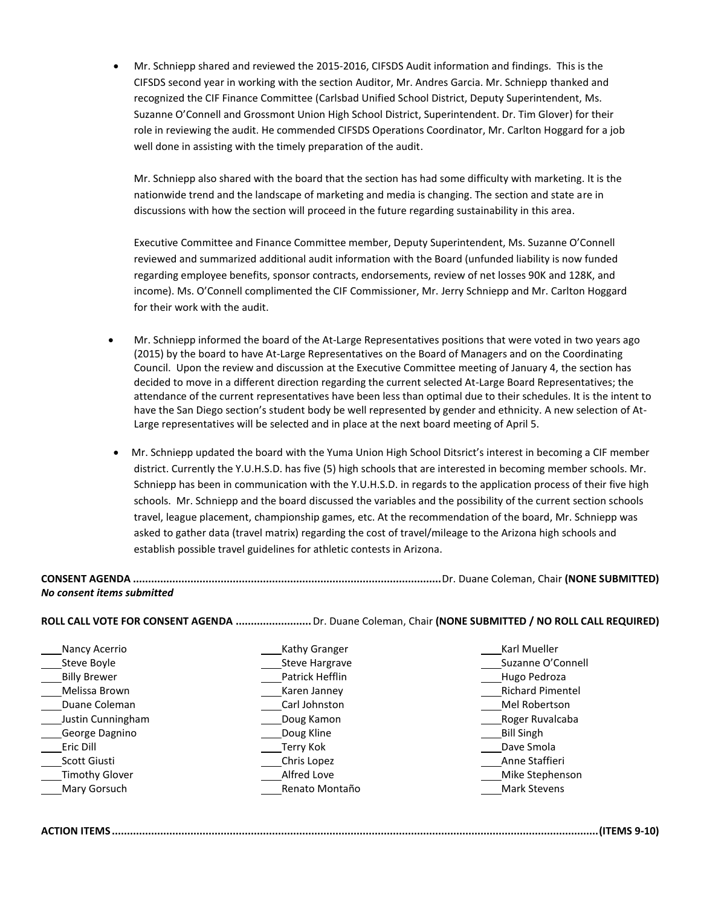- Mr. Schniepp shared and reviewed the 2015-2016, CIFSDS Audit information and findings. This is the CIFSDS second year in working with the section Auditor, Mr. Andres Garcia. Mr. Schniepp thanked and recognized the CIF Finance Committee (Carlsbad Unified School District, Deputy Superintendent, Ms. Suzanne O'Connell and Grossmont Union High School District, Superintendent. Dr. Tim Glover) for their role in reviewing the audit. He commended CIFSDS Operations Coordinator, Mr. Carlton Hoggard for a job well done in assisting with the timely preparation of the audit.

  Mr. Schniepp also shared with the board that the section has had some difficulty with marketing. It is the nationwide trend and the landscape of marketing and media is changing. The section and state are in discussions with how the section will proceed in the future regarding sustainability in this area.

  Executive Committee and Finance Committee member, Deputy Superintendent, Ms. Suzanne O'Connell reviewed and summarized additional audit information with the Board (unfunded liability is now funded regarding employee benefits, sponsor contracts, endorsements, review of net losses 90K and 128K, and income). Ms. O'Connell complimented the CIF Commissioner, Mr. Jerry Schniepp and Mr. Carlton Hoggard for their work with the audit.

- Mr. Schniepp informed the board of the At-Large Representatives positions that were voted in two years ago (2015) by the board to have At-Large Representatives on the Board of Managers and on the Coordinating Council. Upon the review and discussion at the Executive Committee meeting of January 4, the section has decided to move in a different direction regarding the current selected At-Large Board Representatives; the attendance of the current representatives have been less than optimal due to their schedules. It is the intent to have the San Diego section's student body be well represented by gender and ethnicity. A new selection of At-Large representatives will be selected and in place at the next board meeting of April 5.

- Mr. Schniepp updated the board with the Yuma Union High School Ditsrict's interest in becoming a CIF member district. Currently the Y.U.H.S.D. has five (5) high schools that are interested in becoming member schools. Mr. Schniepp has been in communication with the Y.U.H.S.D. in regards to the application process of their five high schools. Mr. Schniepp and the board discussed the variables and the possibility of the current section schools travel, league placement, championship games, etc. At the recommendation of the board, Mr. Schniepp was asked to gather data (travel matrix) regarding the cost of travel/mileage to the Arizona high schools and establish possible travel guidelines for athletic contests in Arizona.

**CONSENT AGENDA** ........................................................................................ Dr. Duane Coleman, Chair **(NONE SUBMITTED)**
***No consent items submitted***

**ROLL CALL VOTE FOR CONSENT AGENDA** ......................... Dr. Duane Coleman, Chair **(NONE SUBMITTED / NO ROLL CALL REQUIRED)**

| | | |
|---|---|---|
| ____Nancy Acerrio | ____Kathy Granger | ____Karl Mueller |
| ____Steve Boyle | ____Steve Hargrave | ____Suzanne O'Connell |
| ____Billy Brewer | ____Patrick Hefflin | ____Hugo Pedroza |
| ____Melissa Brown | ____Karen Janney | ____Richard Pimentel |
| ____Duane Coleman | ____Carl Johnston | ____Mel Robertson |
| ____Justin Cunningham | ____Doug Kamon | ____Roger Ruvalcaba |
| ____George Dagnino | ____Doug Kline | ____Bill Singh |
| ____Eric Dill | ____Terry Kok | ____Dave Smola |
| ____Scott Giusti | ____Chris Lopez | ____Anne Staffieri |
| ____Timothy Glover | ____Alfred Love | ____Mike Stephenson |
| ____Mary Gorsuch | ____Renato Montaño | ____Mark Stevens |

**ACTION ITEMS** .................................................................................................................................................. **(ITEMS 9-10)**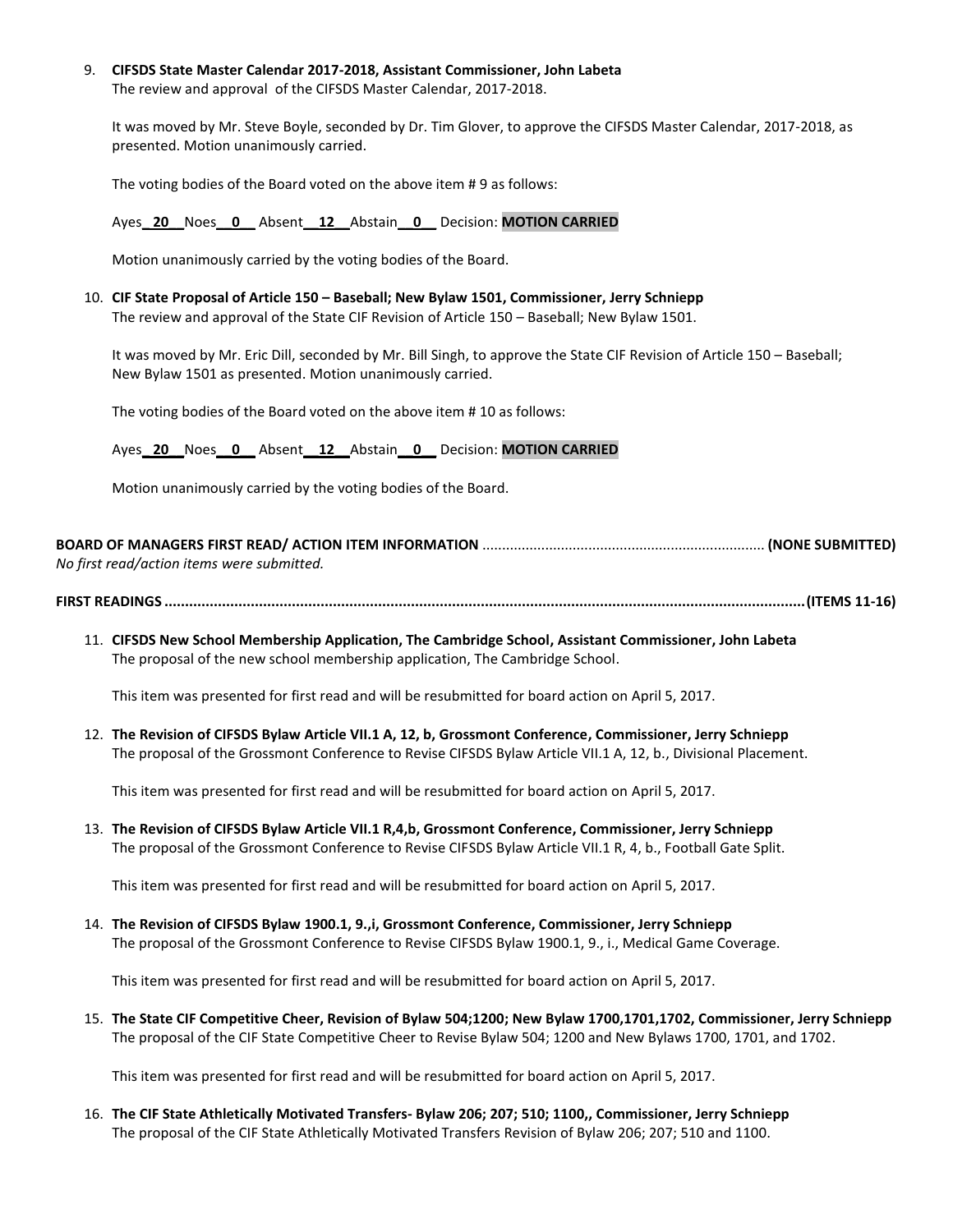9. **CIFSDS State Master Calendar 2017-2018, Assistant Commissioner, John Labeta**
   The review and approval of the CIFSDS Master Calendar, 2017-2018.

   It was moved by Mr. Steve Boyle, seconded by Dr. Tim Glover, to approve the CIFSDS Master Calendar, 2017-2018, as presented. Motion unanimously carried.

   The voting bodies of the Board voted on the above item # 9 as follows:

   Ayes **20** Noes **0** Absent **12** Abstain **0** Decision: **MOTION CARRIED**

   Motion unanimously carried by the voting bodies of the Board.

10. **CIF State Proposal of Article 150 – Baseball; New Bylaw 1501, Commissioner, Jerry Schniepp**
    The review and approval of the State CIF Revision of Article 150 – Baseball; New Bylaw 1501.

    It was moved by Mr. Eric Dill, seconded by Mr. Bill Singh, to approve the State CIF Revision of Article 150 – Baseball; New Bylaw 1501 as presented. Motion unanimously carried.

    The voting bodies of the Board voted on the above item # 10 as follows:

    Ayes **20** Noes **0** Absent **12** Abstain **0** Decision: **MOTION CARRIED**

    Motion unanimously carried by the voting bodies of the Board.

**BOARD OF MANAGERS FIRST READ/ ACTION ITEM INFORMATION** ........................................................................ **(NONE SUBMITTED)**
*No first read/action items were submitted.*

**FIRST READINGS.........................................................................................................................................................(ITEMS 11-16)**

11. **CIFSDS New School Membership Application, The Cambridge School, Assistant Commissioner, John Labeta**
    The proposal of the new school membership application, The Cambridge School.

    This item was presented for first read and will be resubmitted for board action on April 5, 2017.

12. **The Revision of CIFSDS Bylaw Article VII.1 A, 12, b, Grossmont Conference, Commissioner, Jerry Schniepp**
    The proposal of the Grossmont Conference to Revise CIFSDS Bylaw Article VII.1 A, 12, b., Divisional Placement.

    This item was presented for first read and will be resubmitted for board action on April 5, 2017.

13. **The Revision of CIFSDS Bylaw Article VII.1 R,4,b, Grossmont Conference, Commissioner, Jerry Schniepp**
    The proposal of the Grossmont Conference to Revise CIFSDS Bylaw Article VII.1 R, 4, b., Football Gate Split.

    This item was presented for first read and will be resubmitted for board action on April 5, 2017.

14. **The Revision of CIFSDS Bylaw 1900.1, 9.,i, Grossmont Conference, Commissioner, Jerry Schniepp**
    The proposal of the Grossmont Conference to Revise CIFSDS Bylaw 1900.1, 9., i., Medical Game Coverage.

    This item was presented for first read and will be resubmitted for board action on April 5, 2017.

15. **The State CIF Competitive Cheer, Revision of Bylaw 504;1200; New Bylaw 1700,1701,1702, Commissioner, Jerry Schniepp**
    The proposal of the CIF State Competitive Cheer to Revise Bylaw 504; 1200 and New Bylaws 1700, 1701, and 1702.

    This item was presented for first read and will be resubmitted for board action on April 5, 2017.

16. **The CIF State Athletically Motivated Transfers- Bylaw 206; 207; 510; 1100,, Commissioner, Jerry Schniepp**
    The proposal of the CIF State Athletically Motivated Transfers Revision of Bylaw 206; 207; 510 and 1100.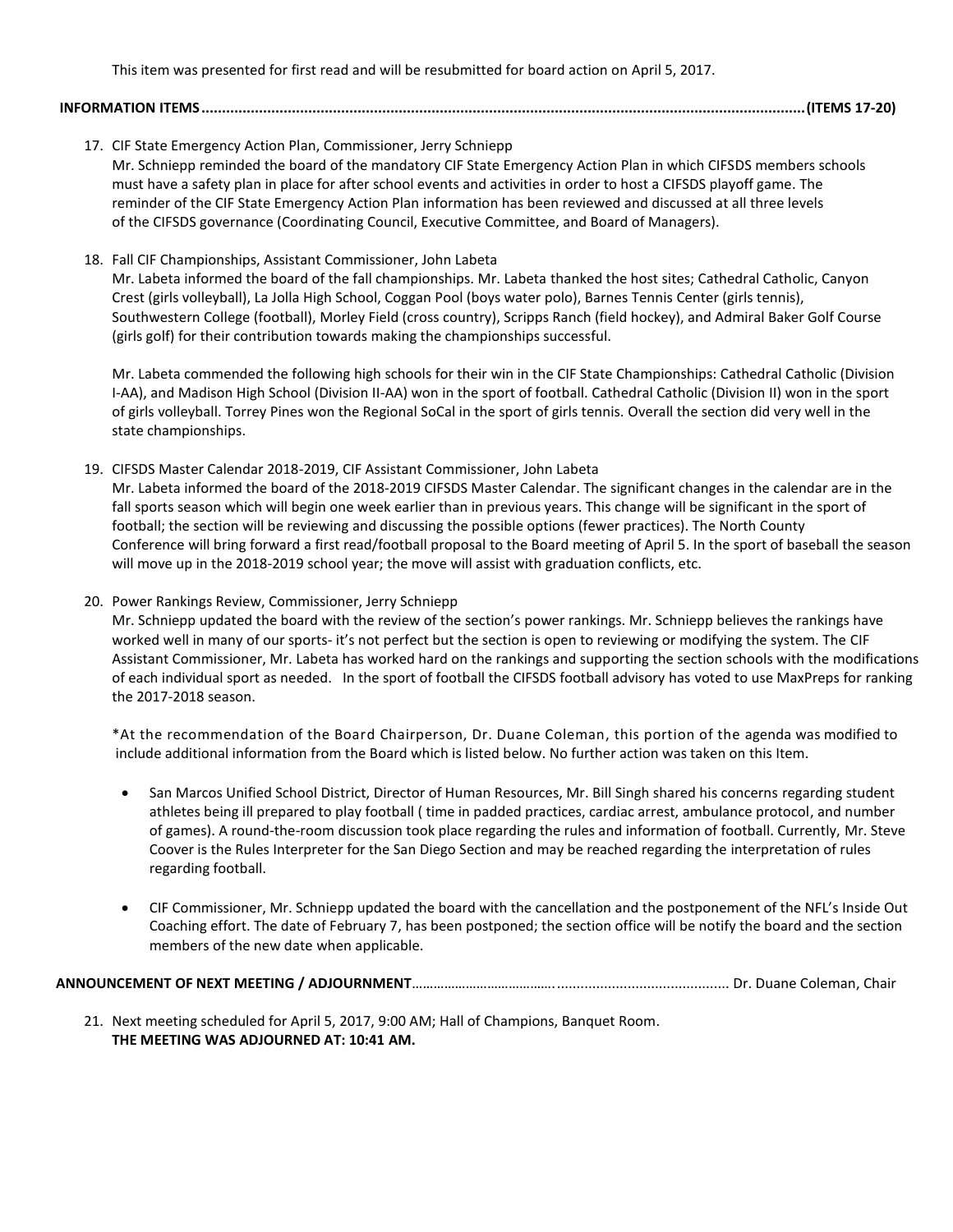This item was presented for first read and will be resubmitted for board action on April 5, 2017.

**INFORMATION ITEMS................................................................................................................................................(ITEMS 17-20)**

17. CIF State Emergency Action Plan, Commissioner, Jerry Schniepp
    Mr. Schniepp reminded the board of the mandatory CIF State Emergency Action Plan in which CIFSDS members schools must have a safety plan in place for after school events and activities in order to host a CIFSDS playoff game. The reminder of the CIF State Emergency Action Plan information has been reviewed and discussed at all three levels of the CIFSDS governance (Coordinating Council, Executive Committee, and Board of Managers).

18. Fall CIF Championships, Assistant Commissioner, John Labeta
    Mr. Labeta informed the board of the fall championships. Mr. Labeta thanked the host sites; Cathedral Catholic, Canyon Crest (girls volleyball), La Jolla High School, Coggan Pool (boys water polo), Barnes Tennis Center (girls tennis), Southwestern College (football), Morley Field (cross country), Scripps Ranch (field hockey), and Admiral Baker Golf Course (girls golf) for their contribution towards making the championships successful.

    Mr. Labeta commended the following high schools for their win in the CIF State Championships: Cathedral Catholic (Division I-AA), and Madison High School (Division II-AA) won in the sport of football. Cathedral Catholic (Division II) won in the sport of girls volleyball. Torrey Pines won the Regional SoCal in the sport of girls tennis. Overall the section did very well in the state championships.

19. CIFSDS Master Calendar 2018-2019, CIF Assistant Commissioner, John Labeta
    Mr. Labeta informed the board of the 2018-2019 CIFSDS Master Calendar. The significant changes in the calendar are in the fall sports season which will begin one week earlier than in previous years. This change will be significant in the sport of football; the section will be reviewing and discussing the possible options (fewer practices). The North County Conference will bring forward a first read/football proposal to the Board meeting of April 5. In the sport of baseball the season will move up in the 2018-2019 school year; the move will assist with graduation conflicts, etc.

20. Power Rankings Review, Commissioner, Jerry Schniepp
    Mr. Schniepp updated the board with the review of the section's power rankings. Mr. Schniepp believes the rankings have worked well in many of our sports- it's not perfect but the section is open to reviewing or modifying the system. The CIF Assistant Commissioner, Mr. Labeta has worked hard on the rankings and supporting the section schools with the modifications of each individual sport as needed. In the sport of football the CIFSDS football advisory has voted to use MaxPreps for ranking the 2017-2018 season.

    *At the recommendation of the Board Chairperson, Dr. Duane Coleman, this portion of the agenda was modified to include additional information from the Board which is listed below. No further action was taken on this Item.

    - San Marcos Unified School District, Director of Human Resources, Mr. Bill Singh shared his concerns regarding student athletes being ill prepared to play football ( time in padded practices, cardiac arrest, ambulance protocol, and number of games). A round-the-room discussion took place regarding the rules and information of football. Currently, Mr. Steve Coover is the Rules Interpreter for the San Diego Section and may be reached regarding the interpretation of rules regarding football.

    - CIF Commissioner, Mr. Schniepp updated the board with the cancellation and the postponement of the NFL's Inside Out Coaching effort. The date of February 7, has been postponed; the section office will be notify the board and the section members of the new date when applicable.

**ANNOUNCEMENT OF NEXT MEETING / ADJOURNMENT**.................................................................................. Dr. Duane Coleman, Chair

21. Next meeting scheduled for April 5, 2017, 9:00 AM; Hall of Champions, Banquet Room.
    **THE MEETING WAS ADJOURNED AT: 10:41 AM.**